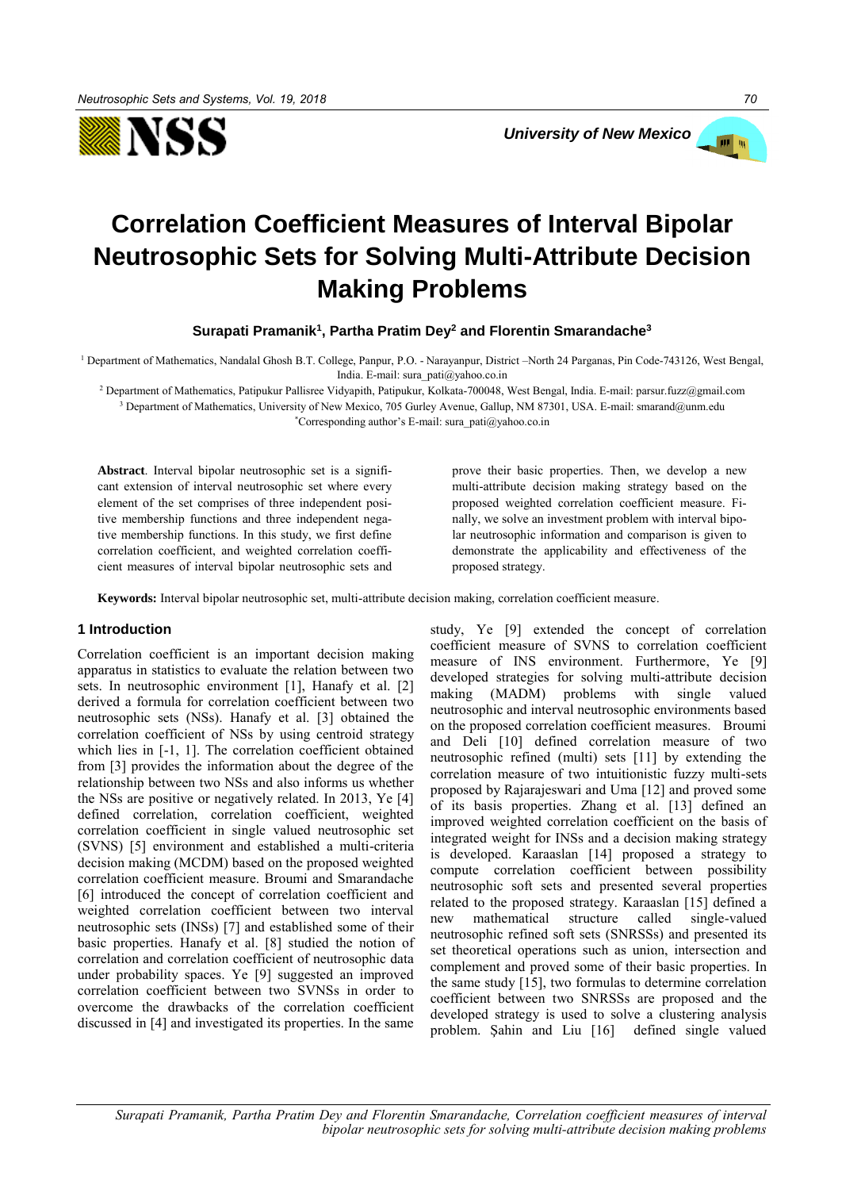# Correlation Coefficient Measures of Interval Bipolar Neutrosophic Sets for Solving Multi-Attribute Decision Making Problems

**Surapati Pramanik[1], Partha Pratim Dey[2] and Florentin Smarandache[3]**

[1] Department of Mathematics, Nandalal Ghosh B.T. College, Panpur, P.O. - Narayanpur, District –North 24 Parganas, Pin Code-743126, West Bengal, India. E-mail: sura_pati@yahoo.co.in

[2] Department of Mathematics, Patipukur Pallisree Vidyapith, Patipukur, Kolkata-700048, West Bengal, India. E-mail: parsur.fuzz@gmail.com

[3] Department of Mathematics, University of New Mexico, 705 Gurley Avenue, Gallup, NM 87301, USA. E-mail: smarand@unm.edu

*Corresponding author's E-mail: sura_pati@yahoo.co.in

**Abstract**. Interval bipolar neutrosophic set is a significant extension of interval neutrosophic set where every element of the set comprises of three independent positive membership functions and three independent negative membership functions. In this study, we first define correlation coefficient, and weighted correlation coefficient measures of interval bipolar neutrosophic sets and prove their basic properties. Then, we develop a new multi-attribute decision making strategy based on the proposed weighted correlation coefficient measure. Finally, we solve an investment problem with interval bipolar neutrosophic information and comparison is given to demonstrate the applicability and effectiveness of the proposed strategy.

**Keywords:** Interval bipolar neutrosophic set, multi-attribute decision making, correlation coefficient measure.

## 1 Introduction

Correlation coefficient is an important decision making apparatus in statistics to evaluate the relation between two sets. In neutrosophic environment [1], Hanafy et al. [2] derived a formula for correlation coefficient between two neutrosophic sets (NSs). Hanafy et al. [3] obtained the correlation coefficient of NSs by using centroid strategy which lies in [-1, 1]. The correlation coefficient obtained from [3] provides the information about the degree of the relationship between two NSs and also informs us whether the NSs are positive or negatively related. In 2013, Ye [4] defined correlation, correlation coefficient, weighted correlation coefficient in single valued neutrosophic set (SVNS) [5] environment and established a multi-criteria decision making (MCDM) based on the proposed weighted correlation coefficient measure. Broumi and Smarandache [6] introduced the concept of correlation coefficient and weighted correlation coefficient between two interval neutrosophic sets (INSs) [7] and established some of their basic properties. Hanafy et al. [8] studied the notion of correlation and correlation coefficient of neutrosophic data under probability spaces. Ye [9] suggested an improved correlation coefficient between two SVNSs in order to overcome the drawbacks of the correlation coefficient discussed in [4] and investigated its properties. In the same study, Ye [9] extended the concept of correlation coefficient measure of SVNS to correlation coefficient measure of INS environment. Furthermore, Ye [9] developed strategies for solving multi-attribute decision making (MADM) problems with single valued neutrosophic and interval neutrosophic environments based on the proposed correlation coefficient measures. Broumi and Deli [10] defined correlation measure of two neutrosophic refined (multi) sets [11] by extending the correlation measure of two intuitionistic fuzzy multi-sets proposed by Rajarajeswari and Uma [12] and proved some of its basis properties. Zhang et al. [13] defined an improved weighted correlation coefficient on the basis of integrated weight for INSs and a decision making strategy is developed. Karaaslan [14] proposed a strategy to compute correlation coefficient between possibility neutrosophic soft sets and presented several properties related to the proposed strategy. Karaaslan [15] defined a new mathematical structure called single-valued neutrosophic refined soft sets (SNRSSs) and presented its set theoretical operations such as union, intersection and complement and proved some of their basic properties. In the same study [15], two formulas to determine correlation coefficient between two SNRSSs are proposed and the developed strategy is used to solve a clustering analysis problem. Şahin and Liu [16] defined single valued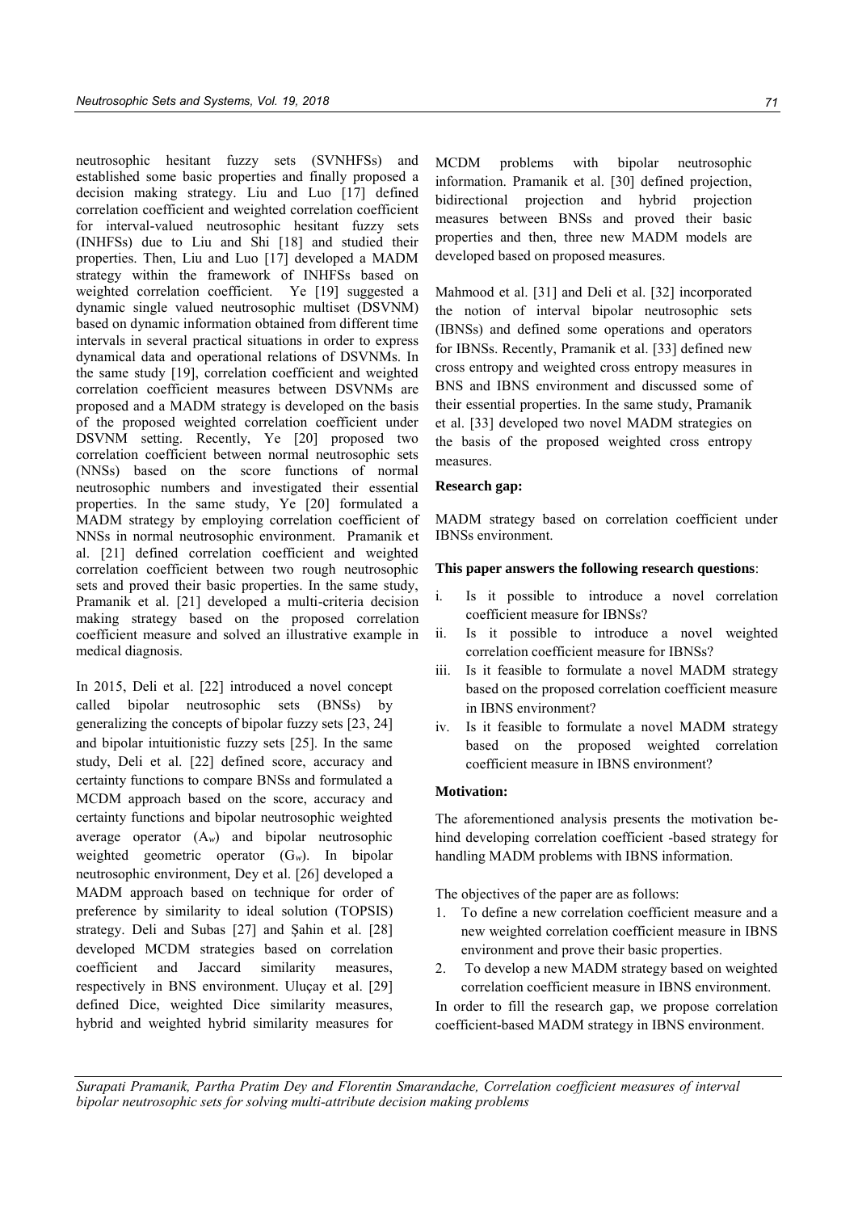neutrosophic hesitant fuzzy sets (SVNHFSs) and established some basic properties and finally proposed a decision making strategy. Liu and Luo [17] defined correlation coefficient and weighted correlation coefficient for interval-valued neutrosophic hesitant fuzzy sets (INHFSs) due to Liu and Shi [18] and studied their properties. Then, Liu and Luo [17] developed a MADM strategy within the framework of INHFSs based on weighted correlation coefficient. Ye [19] suggested a dynamic single valued neutrosophic multiset (DSVNM) based on dynamic information obtained from different time intervals in several practical situations in order to express dynamical data and operational relations of DSVNMs. In the same study [19], correlation coefficient and weighted correlation coefficient measures between DSVNMs are proposed and a MADM strategy is developed on the basis of the proposed weighted correlation coefficient under DSVNM setting. Recently, Ye [20] proposed two correlation coefficient between normal neutrosophic sets (NNSs) based on the score functions of normal neutrosophic numbers and investigated their essential properties. In the same study, Ye [20] formulated a MADM strategy by employing correlation coefficient of NNSs in normal neutrosophic environment. Pramanik et al. [21] defined correlation coefficient and weighted correlation coefficient between two rough neutrosophic sets and proved their basic properties. In the same study, Pramanik et al. [21] developed a multi-criteria decision making strategy based on the proposed correlation coefficient measure and solved an illustrative example in medical diagnosis.

In 2015, Deli et al. [22] introduced a novel concept called bipolar neutrosophic sets (BNSs) by generalizing the concepts of bipolar fuzzy sets [23, 24] and bipolar intuitionistic fuzzy sets [25]. In the same study, Deli et al. [22] defined score, accuracy and certainty functions to compare BNSs and formulated a MCDM approach based on the score, accuracy and certainty functions and bipolar neutrosophic weighted average operator ($A_w$) and bipolar neutrosophic weighted geometric operator ($G_w$). In bipolar neutrosophic environment, Dey et al. [26] developed a MADM approach based on technique for order of preference by similarity to ideal solution (TOPSIS) strategy. Deli and Subas [27] and Şahin et al. [28] developed MCDM strategies based on correlation coefficient and Jaccard similarity measures, respectively in BNS environment. Uluçay et al. [29] defined Dice, weighted Dice similarity measures, hybrid and weighted hybrid similarity measures for MCDM problems with bipolar neutrosophic information. Pramanik et al. [30] defined projection, bidirectional projection and hybrid projection measures between BNSs and proved their basic properties and then, three new MADM models are developed based on proposed measures.

Mahmood et al. [31] and Deli et al. [32] incorporated the notion of interval bipolar neutrosophic sets (IBNSs) and defined some operations and operators for IBNSs. Recently, Pramanik et al. [33] defined new cross entropy and weighted cross entropy measures in BNS and IBNS environment and discussed some of their essential properties. In the same study, Pramanik et al. [33] developed two novel MADM strategies on the basis of the proposed weighted cross entropy measures.

**Research gap:**

MADM strategy based on correlation coefficient under IBNSs environment.

**This paper answers the following research questions**:

i. Is it possible to introduce a novel correlation coefficient measure for IBNSs?
ii. Is it possible to introduce a novel weighted correlation coefficient measure for IBNSs?
iii. Is it feasible to formulate a novel MADM strategy based on the proposed correlation coefficient measure in IBNS environment?
iv. Is it feasible to formulate a novel MADM strategy based on the proposed weighted correlation coefficient measure in IBNS environment?

**Motivation:**

The aforementioned analysis presents the motivation behind developing correlation coefficient -based strategy for handling MADM problems with IBNS information.

The objectives of the paper are as follows:

1. To define a new correlation coefficient measure and a new weighted correlation coefficient measure in IBNS environment and prove their basic properties.
2. To develop a new MADM strategy based on weighted correlation coefficient measure in IBNS environment.

In order to fill the research gap, we propose correlation coefficient-based MADM strategy in IBNS environment.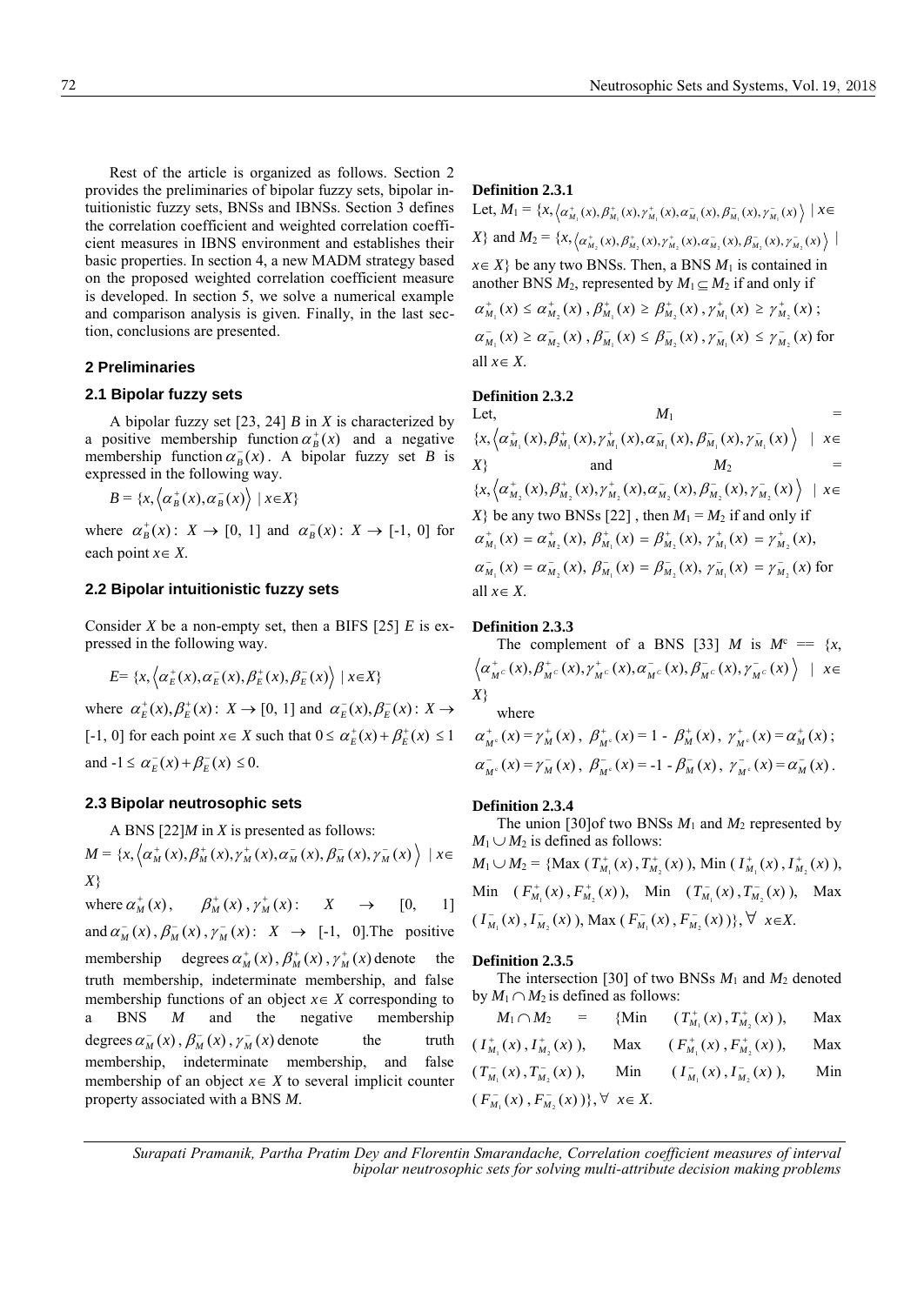Rest of the article is organized as follows. Section 2 provides the preliminaries of bipolar fuzzy sets, bipolar intuitionistic fuzzy sets, BNSs and IBNSs. Section 3 defines the correlation coefficient and weighted correlation coefficient measures in IBNS environment and establishes their basic properties. In section 4, a new MADM strategy based on the proposed weighted correlation coefficient measure is developed. In section 5, we solve a numerical example and comparison analysis is given. Finally, in the last section, conclusions are presented.

## 2 Preliminaries

### 2.1 Bipolar fuzzy sets

A bipolar fuzzy set [23, 24] $B$ in $X$ is characterized by a positive membership function $\alpha_B^+(x)$ and a negative membership function $\alpha_B^-(x)$. A bipolar fuzzy set $B$ is expressed in the following way.

$$B = \{x, \langle \alpha_B^+(x), \alpha_B^-(x) \rangle \mid x \in X\}$$

where $\alpha_B^+(x)$: $X \to [0, 1]$ and $\alpha_B^-(x)$: $X \to [-1, 0]$ for each point $x \in X$.

### 2.2 Bipolar intuitionistic fuzzy sets

Consider $X$ be a non-empty set, then a BIFS [25] $E$ is expressed in the following way.

$$E = \{x, \langle \alpha_E^+(x), \alpha_E^-(x), \beta_E^+(x), \beta_E^-(x) \rangle \mid x \in X\}$$

where $\alpha_E^+(x), \beta_E^+(x)$: $X \to [0, 1]$ and $\alpha_E^-(x), \beta_E^-(x)$: $X \to [-1, 0]$ for each point $x \in X$ such that $0 \le \alpha_E^+(x) + \beta_E^+(x) \le 1$ and $-1 \le \alpha_E^-(x) + \beta_E^-(x) \le 0$.

### 2.3 Bipolar neutrosophic sets

A BNS [22] $M$ in $X$ is presented as follows:

$$M = \{x, \langle \alpha_M^+(x), \beta_M^+(x), \gamma_M^+(x), \alpha_M^-(x), \beta_M^-(x), \gamma_M^-(x) \rangle \mid x \in X\}$$

where $\alpha_M^+(x)$, $\beta_M^+(x)$, $\gamma_M^+(x)$: $X \to [0, 1]$ and $\alpha_M^-(x), \beta_M^-(x), \gamma_M^-(x)$: $X \to [-1, 0]$. The positive membership degrees $\alpha_M^+(x), \beta_M^+(x), \gamma_M^+(x)$ denote the truth membership, indeterminate membership, and false membership functions of an object $x \in X$ corresponding to a BNS $M$ and the negative membership degrees $\alpha_M^-(x), \beta_M^-(x), \gamma_M^-(x)$ denote the truth membership, indeterminate membership, and false membership of an object $x \in X$ to several implicit counter property associated with a BNS $M$.

**Definition 2.3.1**

Let, $M_1 = \{x, \langle \alpha_{M_1}^+(x), \beta_{M_1}^+(x), \gamma_{M_1}^+(x), \alpha_{M_1}^-(x), \beta_{M_1}^-(x), \gamma_{M_1}^-(x) \rangle \mid x \in X\}$ and $M_2 = \{x, \langle \alpha_{M_2}^+(x), \beta_{M_2}^+(x), \gamma_{M_2}^+(x), \alpha_{M_2}^-(x), \beta_{M_2}^-(x), \gamma_{M_2}^-(x) \rangle \mid x \in X\}$ be any two BNSs. Then, a BNS $M_1$ is contained in another BNS $M_2$, represented by $M_1 \subseteq M_2$ if and only if

$\alpha_{M_1}^+(x) \le \alpha_{M_2}^+(x)$, $\beta_{M_1}^+(x) \ge \beta_{M_2}^+(x)$, $\gamma_{M_1}^+(x) \ge \gamma_{M_2}^+(x)$;

$\alpha_{M_1}^-(x) \ge \alpha_{M_2}^-(x)$, $\beta_{M_1}^-(x) \le \beta_{M_2}^-(x)$, $\gamma_{M_1}^-(x) \le \gamma_{M_2}^-(x)$ for all $x \in X$.

**Definition 2.3.2**

Let, $M_1 = \{x, \langle \alpha_{M_1}^+(x), \beta_{M_1}^+(x), \gamma_{M_1}^+(x), \alpha_{M_1}^-(x), \beta_{M_1}^-(x), \gamma_{M_1}^-(x) \rangle \mid x \in X\}$ and $M_2 = \{x, \langle \alpha_{M_2}^+(x), \beta_{M_2}^+(x), \gamma_{M_2}^+(x), \alpha_{M_2}^-(x), \beta_{M_2}^-(x), \gamma_{M_2}^-(x) \rangle \mid x \in X\}$ be any two BNSs [22], then $M_1 = M_2$ if and only if

$\alpha_{M_1}^+(x) = \alpha_{M_2}^+(x)$, $\beta_{M_1}^+(x) = \beta_{M_2}^+(x)$, $\gamma_{M_1}^+(x) = \gamma_{M_2}^+(x)$,

$\alpha_{M_1}^-(x) = \alpha_{M_2}^-(x)$, $\beta_{M_1}^-(x) = \beta_{M_2}^-(x)$, $\gamma_{M_1}^-(x) = \gamma_{M_2}^-(x)$ for all $x \in X$.

**Definition 2.3.3**

The complement of a BNS [33] $M$ is $M^c == \{x, \langle \alpha_{M^c}^+(x), \beta_{M^c}^+(x), \gamma_{M^c}^+(x), \alpha_{M^c}^-(x), \beta_{M^c}^-(x), \gamma_{M^c}^-(x) \rangle \mid x \in X\}$

where

$\alpha_{M^c}^+(x) = \gamma_M^+(x)$, $\beta_{M^c}^+(x) = 1 - \beta_M^+(x)$, $\gamma_{M^c}^+(x) = \alpha_M^+(x)$;

$\alpha_{M^c}^-(x) = \gamma_M^-(x)$, $\beta_{M^c}^-(x) = -1 - \beta_M^-(x)$, $\gamma_{M^c}^-(x) = \alpha_M^-(x)$.

**Definition 2.3.4**

The union [30]of two BNSs $M_1$ and $M_2$ represented by $M_1 \cup M_2$ is defined as follows:

$M_1 \cup M_2 = \{$Max $(T_{M_1}^+(x), T_{M_2}^+(x))$, Min $(I_{M_1}^+(x), I_{M_2}^+(x))$, Min $(F_{M_1}^+(x), F_{M_2}^+(x))$, Min $(T_{M_1}^-(x), T_{M_2}^-(x))$, Max $(I_{M_1}^-(x), I_{M_2}^-(x))$, Max $(F_{M_1}^-(x), F_{M_2}^-(x))\}$, $\forall$ $x \in X$.

**Definition 2.3.5**

The intersection [30] of two BNSs $M_1$ and $M_2$ denoted by $M_1 \cap M_2$ is defined as follows:

$M_1 \cap M_2 = \{$Min $(T_{M_1}^+(x), T_{M_2}^+(x))$, Max $(I_{M_1}^+(x), I_{M_2}^+(x))$, Max $(F_{M_1}^+(x), F_{M_2}^+(x))$, Max $(T_{M_1}^-(x), T_{M_2}^-(x))$, Min $(I_{M_1}^-(x), I_{M_2}^-(x))$, Min $(F_{M_1}^-(x), F_{M_2}^-(x))\}$, $\forall$ $x \in X$.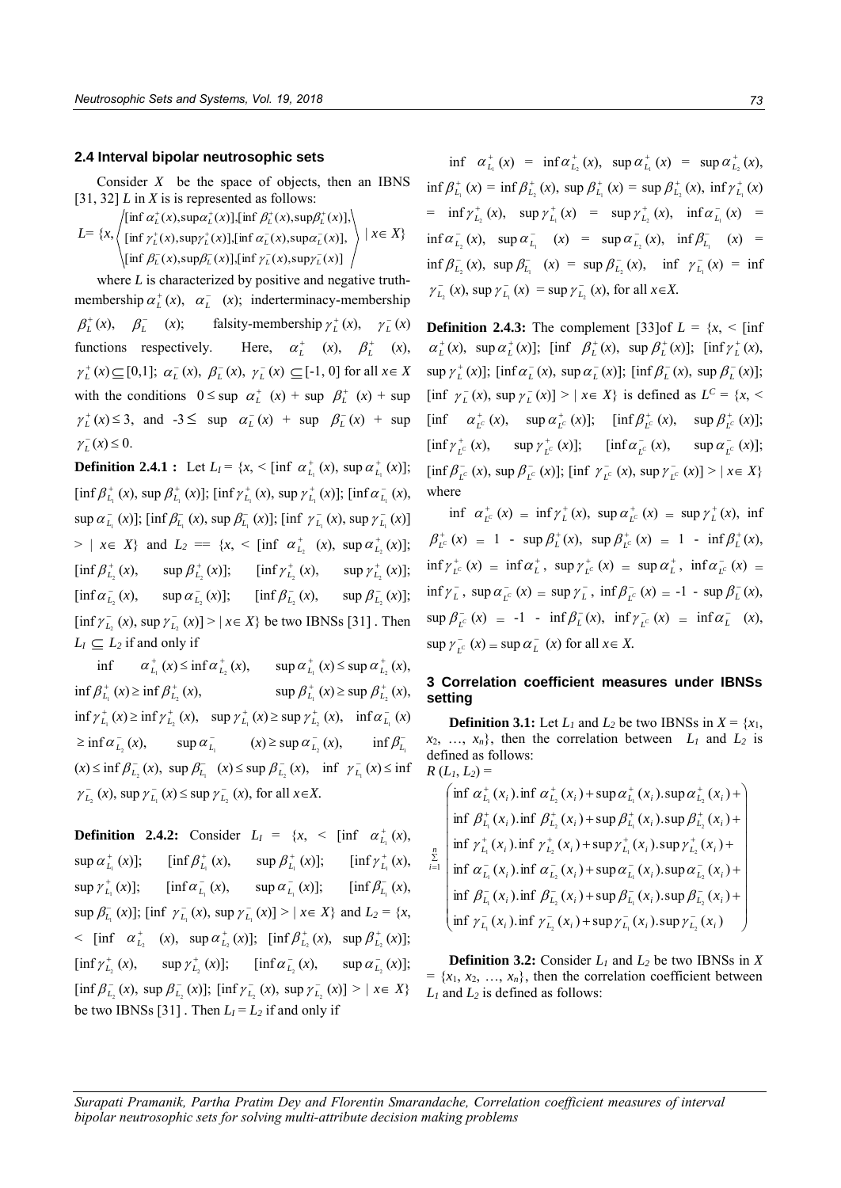### 2.4 Interval bipolar neutrosophic sets

Consider $X$ be the space of objects, then an IBNS [31, 32] $L$ in $X$ is is represented as follows:

$$L = \{x, \left\langle \begin{matrix} [\inf \alpha_L^+(x), \sup\alpha_L^+(x)], [\inf \beta_L^+(x), \sup\beta_L^+(x)], \\ [\inf \gamma_L^+(x), \sup\gamma_L^+(x)], [\inf \alpha_L^-(x), \sup\alpha_L^-(x)], \\ [\inf \beta_L^-(x), \sup\beta_L^-(x)], [\inf \gamma_L^-(x), \sup\gamma_L^-(x)] \end{matrix} \right\rangle \mid x \in X\}$$

where $L$ is characterized by positive and negative truth-membership $\alpha_L^+(x)$, $\alpha_L^-(x)$; inderterminacy-membership $\beta_L^+(x)$, $\beta_L^-(x)$; falsity-membership $\gamma_L^+(x)$, $\gamma_L^-(x)$ functions respectively. Here, $\alpha_L^+(x)$, $\beta_L^+(x)$, $\gamma_L^+(x) \subseteq [0,1]$; $\alpha_L^-(x)$, $\beta_L^-(x)$, $\gamma_L^-(x) \subseteq [-1, 0]$ for all $x \in X$ with the conditions $0 \le \sup \alpha_L^+(x) + \sup \beta_L^+(x) + \sup \gamma_L^+(x) \le 3$, and $-3 \le \sup \alpha_L^-(x) + \sup \beta_L^-(x) + \sup \gamma_L^-(x) \le 0$.

**Definition 2.4.1 :** Let $L_1 = \{x, <[\inf \alpha_{L_1}^+(x), \sup \alpha_{L_1}^+(x)]$; $[\inf \beta_{L_1}^+(x), \sup \beta_{L_1}^+(x)]$; $[\inf \gamma_{L_1}^+(x), \sup \gamma_{L_1}^+(x)]$; $[\inf \alpha_{L_1}^-(x), \sup \alpha_{L_1}^-(x)]$; $[\inf \beta_{L_1}^-(x), \sup \beta_{L_1}^-(x)]$; $[\inf \gamma_{L_1}^-(x), \sup \gamma_{L_1}^-(x)] > \mid x \in X\}$ and $L_2 == \{x, <[\inf \alpha_{L_2}^+(x), \sup \alpha_{L_2}^+(x)]$; $[\inf \beta_{L_2}^+(x), \sup \beta_{L_2}^+(x)]$; $[\inf \gamma_{L_2}^+(x), \sup \gamma_{L_2}^+(x)]$; $[\inf \alpha_{L_2}^-(x), \sup \alpha_{L_2}^-(x)]$; $[\inf \beta_{L_2}^-(x), \sup \beta_{L_2}^-(x)]$; $[\inf \gamma_{L_2}^-(x), \sup \gamma_{L_2}^-(x)] > \mid x \in X\}$ be two IBNSs [31] . Then $L_1 \subseteq L_2$ if and only if

$\inf \alpha_{L_1}^+(x) \le \inf \alpha_{L_2}^+(x)$, $\sup \alpha_{L_1}^+(x) \le \sup \alpha_{L_2}^+(x)$, $\inf \beta_{L_1}^+(x) \ge \inf \beta_{L_2}^+(x)$, $\sup \beta_{L_1}^+(x) \ge \sup \beta_{L_2}^+(x)$, $\inf \gamma_{L_1}^+(x) \ge \inf \gamma_{L_2}^+(x)$, $\sup \gamma_{L_1}^+(x) \ge \sup \gamma_{L_2}^+(x)$, $\inf \alpha_{L_1}^-(x) \ge \inf \alpha_{L_2}^-(x)$, $\sup \alpha_{L_1}^-(x) \ge \sup \alpha_{L_2}^-(x)$, $\inf \beta_{L_1}^-(x) \le \inf \beta_{L_2}^-(x)$, $\sup \beta_{L_1}^-(x) \le \sup \beta_{L_2}^-(x)$, $\inf \gamma_{L_1}^-(x) \le \inf \gamma_{L_2}^-(x)$, $\sup \gamma_{L_1}^-(x) \le \sup \gamma_{L_2}^-(x)$, for all $x \in X$.

**Definition 2.4.2:** Consider $L_1 = \{x, <[\inf \alpha_{L_1}^+(x), \sup \alpha_{L_1}^+(x)]$; $[\inf \beta_{L_1}^+(x), \sup \beta_{L_1}^+(x)]$; $[\inf \gamma_{L_1}^+(x), \sup \gamma_{L_1}^+(x)]$; $[\inf \alpha_{L_1}^-(x), \sup \alpha_{L_1}^-(x)]$; $[\inf \beta_{L_1}^-(x), \sup \beta_{L_1}^-(x)]$; $[\inf \gamma_{L_1}^-(x), \sup \gamma_{L_1}^-(x)] > \mid x \in X\}$ and $L_2 = \{x, <[\inf \alpha_{L_2}^+(x), \sup \alpha_{L_2}^+(x)]$; $[\inf \beta_{L_2}^+(x), \sup \beta_{L_2}^+(x)]$; $[\inf \gamma_{L_2}^+(x), \sup \gamma_{L_2}^+(x)]$; $[\inf \alpha_{L_2}^-(x), \sup \alpha_{L_2}^-(x)]$; $[\inf \beta_{L_2}^-(x), \sup \beta_{L_2}^-(x)]$; $[\inf \gamma_{L_2}^-(x), \sup \gamma_{L_2}^-(x)] > \mid x \in X\}$ be two IBNSs [31] . Then $L_1 = L_2$ if and only if

$\inf \alpha_{L_1}^+(x) = \inf \alpha_{L_2}^+(x)$, $\sup \alpha_{L_1}^+(x) = \sup \alpha_{L_2}^+(x)$, $\inf \beta_{L_1}^+(x) = \inf \beta_{L_2}^+(x)$, $\sup \beta_{L_1}^+(x) = \sup \beta_{L_2}^+(x)$, $\inf \gamma_{L_1}^+(x) = \inf \gamma_{L_2}^+(x)$, $\sup \gamma_{L_1}^+(x) = \sup \gamma_{L_2}^+(x)$, $\inf \alpha_{L_1}^-(x) = \inf \alpha_{L_2}^-(x)$, $\sup \alpha_{L_1}^-(x) = \sup \alpha_{L_2}^-(x)$, $\inf \beta_{L_1}^-(x) = \inf \beta_{L_2}^-(x)$, $\sup \beta_{L_1}^-(x) = \sup \beta_{L_2}^-(x)$, $\inf \gamma_{L_1}^-(x) = \inf \gamma_{L_2}^-(x)$, $\sup \gamma_{L_1}^-(x) = \sup \gamma_{L_2}^-(x)$, for all $x \in X$.

**Definition 2.4.3:** The complement [33]of $L = \{x, <[\inf \alpha_L^+(x), \sup \alpha_L^+(x)]$; $[\inf \beta_L^+(x), \sup \beta_L^+(x)]$; $[\inf \gamma_L^+(x), \sup \gamma_L^+(x)]$; $[\inf \alpha_L^-(x), \sup \alpha_L^-(x)]$; $[\inf \beta_L^-(x), \sup \beta_L^-(x)]$; $[\inf \gamma_L^-(x), \sup \gamma_L^-(x)] > \mid x \in X\}$ is defined as $L^C = \{x, <[\inf \alpha_{L^C}^+(x), \sup \alpha_{L^C}^+(x)]$; $[\inf \beta_{L^C}^+(x), \sup \beta_{L^C}^+(x)]$; $[\inf \gamma_{L^C}^+(x), \sup \gamma_{L^C}^+(x)]$; $[\inf \alpha_{L^C}^-(x), \sup \alpha_{L^C}^-(x)]$; $[\inf \beta_{L^C}^-(x), \sup \beta_{L^C}^-(x)]$; $[\inf \gamma_{L^C}^-(x), \sup \gamma_{L^C}^-(x)] > \mid x \in X\}$ where

$\inf \alpha_{L^C}^+(x) = \inf \gamma_L^+(x)$, $\sup \alpha_{L^C}^+(x) = \sup \gamma_L^+(x)$, $\inf \beta_{L^C}^+(x) = 1 - \sup \beta_L^+(x)$, $\sup \beta_{L^C}^+(x) = 1 - \inf \beta_L^+(x)$, $\inf \gamma_{L^C}^+(x) = \inf \alpha_L^+$, $\sup \gamma_{L^C}^+(x) = \sup \alpha_L^+$, $\inf \alpha_{L^C}^-(x) = \inf \gamma_L^-$, $\sup \alpha_{L^C}^-(x) = \sup \gamma_L^-$, $\inf \beta_{L^C}^-(x) = -1 - \sup \beta_L^-(x)$, $\sup \beta_{L^C}^-(x) = -1 - \inf \beta_L^-(x)$, $\inf \gamma_{L^C}^-(x) = \inf \alpha_L^-(x)$, $\sup \gamma_{L^C}^-(x) = \sup \alpha_L^-(x)$ for all $x \in X$.

## 3 Correlation coefficient measures under IBNSs setting

**Definition 3.1:** Let $L_1$ and $L_2$ be two IBNSs in $X = \{x_1, x_2, \ldots, x_n\}$, then the correlation between $L_1$ and $L_2$ is defined as follows:

$$R(L_1, L_2) = \sum_{i=1}^{n} \begin{pmatrix} \inf \alpha_{L_1}^+(x_i).\inf \alpha_{L_2}^+(x_i) + \sup \alpha_{L_1}^+(x_i).\sup \alpha_{L_2}^+(x_i) + \\ \inf \beta_{L_1}^+(x_i).\inf \beta_{L_2}^+(x_i) + \sup \beta_{L_1}^+(x_i).\sup \beta_{L_2}^+(x_i) + \\ \inf \gamma_{L_1}^+(x_i).\inf \gamma_{L_2}^+(x_i) + \sup \gamma_{L_1}^+(x_i).\sup \gamma_{L_2}^+(x_i) + \\ \inf \alpha_{L_1}^-(x_i).\inf \alpha_{L_2}^-(x_i) + \sup \alpha_{L_1}^-(x_i).\sup \alpha_{L_2}^-(x_i) + \\ \inf \beta_{L_1}^-(x_i).\inf \beta_{L_2}^-(x_i) + \sup \beta_{L_1}^-(x_i).\sup \beta_{L_2}^-(x_i) + \\ \inf \gamma_{L_1}^-(x_i).\inf \gamma_{L_2}^-(x_i) + \sup \gamma_{L_1}^-(x_i).\sup \gamma_{L_2}^-(x_i) \end{pmatrix}$$

**Definition 3.2:** Consider $L_1$ and $L_2$ be two IBNSs in $X = \{x_1, x_2, \ldots, x_n\}$, then the correlation coefficient between $L_1$ and $L_2$ is defined as follows: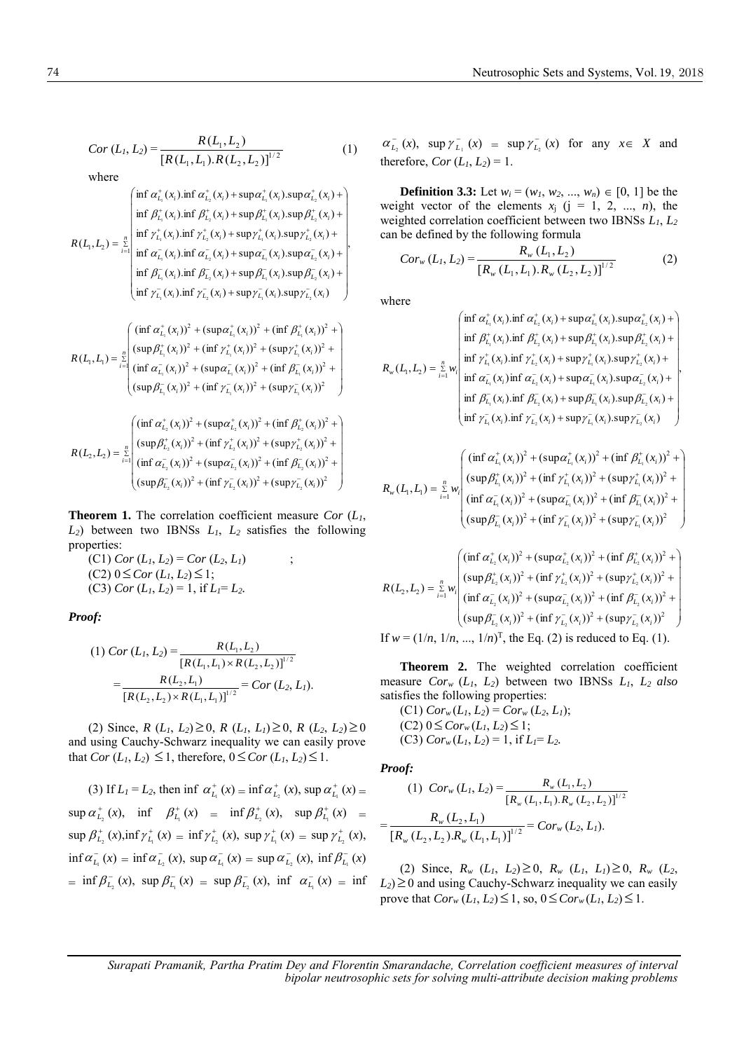$$Cor\,(L_1, L_2) = \frac{R(L_1, L_2)}{[R(L_1, L_1).R(L_2, L_2)]^{1/2}} \qquad (1)$$

where

$$R(L_1, L_2) = \sum_{i=1}^{n} \begin{pmatrix} \inf \alpha^+_{L_1}(x_i).\inf \alpha^+_{L_2}(x_i) + \sup\alpha^+_{L_1}(x_i).\sup\alpha^+_{L_2}(x_i) + \\ \inf \beta^+_{L_1}(x_i).\inf \beta^+_{L_2}(x_i) + \sup\beta^+_{L_1}(x_i).\sup\beta^+_{L_2}(x_i) + \\ \inf \gamma^+_{L_1}(x_i).\inf \gamma^+_{L_2}(x_i) + \sup\gamma^+_{L_1}(x_i).\sup\gamma^+_{L_2}(x_i) + \\ \inf \alpha^-_{L_1}(x_i).\inf \alpha^-_{L_2}(x_i) + \sup\alpha^-_{L_1}(x_i).\sup\alpha^-_{L_2}(x_i) + \\ \inf \beta^-_{L_1}(x_i).\inf \beta^-_{L_2}(x_i) + \sup\beta^-_{L_1}(x_i).\sup\beta^-_{L_2}(x_i) + \\ \inf \gamma^-_{L_1}(x_i).\inf \gamma^-_{L_2}(x_i) + \sup\gamma^-_{L_1}(x_i).\sup\gamma^-_{L_2}(x_i) \end{pmatrix},$$

$$R(L_1, L_1) = \sum_{i=1}^{n} \begin{pmatrix} (\inf \alpha^+_{L_1}(x_i))^2 + (\sup\alpha^+_{L_1}(x_i))^2 + (\inf \beta^+_{L_1}(x_i))^2 + \\ (\sup\beta^+_{L_1}(x_i))^2 + (\inf \gamma^+_{L_1}(x_i))^2 + (\sup\gamma^+_{L_1}(x_i))^2 + \\ (\inf \alpha^-_{L_1}(x_i))^2 + (\sup\alpha^-_{L_1}(x_i))^2 + (\inf \beta^-_{L_1}(x_i))^2 + \\ (\sup\beta^-_{L_1}(x_i))^2 + (\inf \gamma^-_{L_1}(x_i))^2 + (\sup\gamma^-_{L_1}(x_i))^2 \end{pmatrix}$$

$$R(L_2, L_2) = \sum_{i=1}^{n} \begin{pmatrix} (\inf \alpha^+_{L_2}(x_i))^2 + (\sup\alpha^+_{L_2}(x_i))^2 + (\inf \beta^+_{L_2}(x_i))^2 + \\ (\sup\beta^+_{L_2}(x_i))^2 + (\inf \gamma^+_{L_2}(x_i))^2 + (\sup\gamma^+_{L_2}(x_i))^2 + \\ (\inf \alpha^-_{L_2}(x_i))^2 + (\sup\alpha^-_{L_2}(x_i))^2 + (\inf \beta^-_{L_2}(x_i))^2 + \\ (\sup\beta^-_{L_2}(x_i))^2 + (\inf \gamma^-_{L_2}(x_i))^2 + (\sup\gamma^-_{L_2}(x_i))^2 \end{pmatrix}$$

**Theorem 1.** The correlation coefficient measure $Cor\,(L_1, L_2)$ between two IBNSs $L_1$, $L_2$ satisfies the following properties:

(C1) $Cor\,(L_1, L_2) = Cor\,(L_2, L_1)$ ;
(C2) $0 \le Cor\,(L_1, L_2) \le 1$;
(C3) $Cor\,(L_1, L_2) = 1$, if $L_1 = L_2$.

***Proof:***

(1) $$Cor\,(L_1, L_2) = \frac{R(L_1, L_2)}{[R(L_1, L_1) \times R(L_2, L_2)]^{1/2}} = \frac{R(L_2, L_1)}{[R(L_2, L_2) \times R(L_1, L_1)]^{1/2}} = Cor\,(L_2, L_1).$$

(2) Since, $R\,(L_1, L_2) \ge 0$, $R\,(L_1, L_1) \ge 0$, $R\,(L_2, L_2) \ge 0$ and using Cauchy-Schwarz inequality we can easily prove that $Cor\,(L_1, L_2) \le 1$, therefore, $0 \le Cor\,(L_1, L_2) \le 1$.

(3) If $L_1 = L_2$, then $\inf \alpha^+_{L_1}(x) = \inf \alpha^+_{L_2}(x)$, $\sup \alpha^+_{L_1}(x) = \sup \alpha^+_{L_2}(x)$, $\inf \beta^+_{L_1}(x) = \inf \beta^+_{L_2}(x)$, $\sup \beta^+_{L_1}(x) = \sup \beta^+_{L_2}(x)$, $\inf \gamma^+_{L_1}(x) = \inf \gamma^+_{L_2}(x)$, $\sup \gamma^+_{L_1}(x) = \sup \gamma^+_{L_2}(x)$, $\inf \alpha^-_{L_1}(x) = \inf \alpha^-_{L_2}(x)$, $\sup \alpha^-_{L_1}(x) = \sup \alpha^-_{L_2}(x)$, $\inf \beta^-_{L_1}(x) = \inf \beta^-_{L_2}(x)$, $\sup \beta^-_{L_1}(x) = \sup \beta^-_{L_2}(x)$, $\inf \alpha^-_{L_1}(x) = \inf \alpha^-_{L_2}(x)$, $\sup \gamma^-_{L_1}(x) = \sup \gamma^-_{L_2}(x)$ for any $x \in X$ and therefore, $Cor\,(L_1, L_2) = 1$.

**Definition 3.3:** Let $w_i = (w_1, w_2, ..., w_n) \in [0, 1]$ be the weight vector of the elements $x_j$ (j = 1, 2, ..., $n$), the weighted correlation coefficient between two IBNSs $L_1$, $L_2$ can be defined by the following formula

$$Cor_w\,(L_1, L_2) = \frac{R_w\,(L_1, L_2)}{[R_w\,(L_1, L_1).R_w\,(L_2, L_2)]^{1/2}} \qquad (2)$$

where

$$R_w(L_1, L_2) = \sum_{i=1}^{n} w_i \begin{pmatrix} \inf \alpha^+_{L_1}(x_i).\inf \alpha^+_{L_2}(x_i) + \sup\alpha^+_{L_1}(x_i).\sup\alpha^+_{L_2}(x_i) + \\ \inf \beta^+_{L_1}(x_i).\inf \beta^+_{L_2}(x_i) + \sup\beta^+_{L_1}(x_i).\sup\beta^+_{L_2}(x_i) + \\ \inf \gamma^+_{L_1}(x_i).\inf \gamma^+_{L_2}(x_i) + \sup\gamma^+_{L_1}(x_i).\sup\gamma^+_{L_2}(x_i) + \\ \inf \alpha^-_{L_1}(x_i)\inf \alpha^-_{L_2}(x_i) + \sup\alpha^-_{L_1}(x_i).\sup\alpha^-_{L_2}(x_i) + \\ \inf \beta^-_{L_1}(x_i).\inf \beta^-_{L_2}(x_i) + \sup\beta^-_{L_1}(x_i).\sup\beta^-_{L_2}(x_i) + \\ \inf \gamma^-_{L_1}(x_i).\inf \gamma^-_{L_2}(x_i) + \sup\gamma^-_{L_1}(x_i).\sup\gamma^-_{L_2}(x_i) \end{pmatrix},$$

$$R_w(L_1, L_1) = \sum_{i=1}^{n} w_i \begin{pmatrix} (\inf \alpha^+_{L_1}(x_i))^2 + (\sup\alpha^+_{L_1}(x_i))^2 + (\inf \beta^+_{L_1}(x_i))^2 + \\ (\sup\beta^+_{L_1}(x_i))^2 + (\inf \gamma^+_{L_1}(x_i))^2 + (\sup\gamma^+_{L_1}(x_i))^2 + \\ (\inf \alpha^-_{L_1}(x_i))^2 + (\sup\alpha^-_{L_1}(x_i))^2 + (\inf \beta^-_{L_1}(x_i))^2 + \\ (\sup\beta^-_{L_1}(x_i))^2 + (\inf \gamma^-_{L_1}(x_i))^2 + (\sup\gamma^-_{L_1}(x_i))^2 \end{pmatrix}$$

$$R(L_2, L_2) = \sum_{i=1}^{n} w_i \begin{pmatrix} (\inf \alpha^+_{L_2}(x_i))^2 + (\sup\alpha^+_{L_2}(x_i))^2 + (\inf \beta^+_{L_2}(x_i))^2 + \\ (\sup\beta^+_{L_2}(x_i))^2 + (\inf \gamma^+_{L_2}(x_i))^2 + (\sup\gamma^+_{L_2}(x_i))^2 + \\ (\inf \alpha^-_{L_2}(x_i))^2 + (\sup\alpha^-_{L_2}(x_i))^2 + (\inf \beta^-_{L_2}(x_i))^2 + \\ (\sup\beta^-_{L_2}(x_i))^2 + (\inf \gamma^-_{L_2}(x_i))^2 + (\sup\gamma^-_{L_2}(x_i))^2 \end{pmatrix}$$

If $w = (1/n, 1/n, ..., 1/n)^T$, the Eq. (2) is reduced to Eq. (1).

**Theorem 2.** The weighted correlation coefficient measure $Cor_w\,(L_1, L_2)$ between two IBNSs $L_1$, $L_2$ *also* satisfies the following properties:

(C1) $Cor_w\,(L_1, L_2) = Cor_w\,(L_2, L_1)$;
(C2) $0 \le Cor_w\,(L_1, L_2) \le 1$;
(C3) $Cor_w\,(L_1, L_2) = 1$, if $L_1 = L_2$.

***Proof:***

(1) $$Cor_w\,(L_1, L_2) = \frac{R_w\,(L_1, L_2)}{[R_w\,(L_1, L_1).R_w\,(L_2, L_2)]^{1/2}} = \frac{R_w\,(L_2, L_1)}{[R_w\,(L_2, L_2).R_w\,(L_1, L_1)]^{1/2}} = Cor_w\,(L_2, L_1).$$

(2) Since, $R_w\,(L_1, L_2) \ge 0$, $R_w\,(L_1, L_1) \ge 0$, $R_w\,(L_2, L_2) \ge 0$ and using Cauchy-Schwarz inequality we can easily prove that $Cor_w\,(L_1, L_2) \le 1$, so, $0 \le Cor_w\,(L_1, L_2) \le 1$.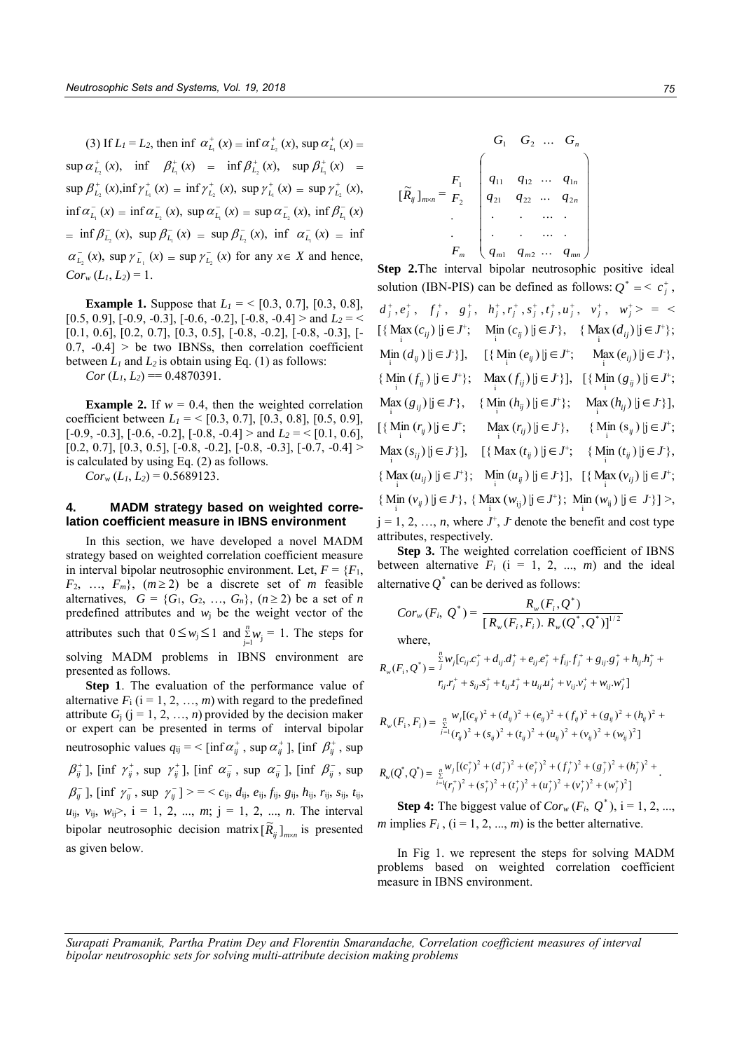(3) If $L_1 = L_2$, then $\inf \alpha^+_{L_1}(x) = \inf \alpha^+_{L_2}(x)$, $\sup \alpha^+_{L_1}(x) = \sup \alpha^+_{L_2}(x)$, $\inf \beta^+_{L_1}(x) = \inf \beta^+_{L_2}(x)$, $\sup \beta^+_{L_1}(x) = \sup \beta^+_{L_2}(x)$, $\inf \gamma^+_{L_1}(x) = \inf \gamma^+_{L_2}(x)$, $\sup \gamma^+_{L_1}(x) = \sup \gamma^+_{L_2}(x)$, $\inf \alpha^-_{L_1}(x) = \inf \alpha^-_{L_2}(x)$, $\sup \alpha^-_{L_1}(x) = \sup \alpha^-_{L_2}(x)$, $\inf \beta^-_{L_1}(x) = \inf \beta^-_{L_2}(x)$, $\sup \beta^-_{L_1}(x) = \sup \beta^-_{L_2}(x)$, $\inf \alpha^-_{L_1}(x) = \inf \alpha^-_{L_2}(x)$, $\sup \gamma^-_{L_1}(x) = \sup \gamma^-_{L_2}(x)$ for any $x \in X$ and hence, $Cor_w(L_1, L_2) = 1$.

**Example 1.** Suppose that $L_1$ = < [0.3, 0.7], [0.3, 0.8], [0.5, 0.9], [-0.9, -0.3], [-0.6, -0.2], [-0.8, -0.4] > and $L_2$ = < [0.1, 0.6], [0.2, 0.7], [0.3, 0.5], [-0.8, -0.2], [-0.8, -0.3], [-0.7, -0.4] > be two IBNSs, then correlation coefficient between $L_1$ and $L_2$ is obtain using Eq. (1) as follows:

$Cor(L_1, L_2)$ == 0.4870391.

**Example 2.** If $w$ = 0.4, then the weighted correlation coefficient between $L_1$ = < [0.3, 0.7], [0.3, 0.8], [0.5, 0.9], [-0.9, -0.3], [-0.6, -0.2], [-0.8, -0.4] > and $L_2$ = < [0.1, 0.6], [0.2, 0.7], [0.3, 0.5], [-0.8, -0.2], [-0.8, -0.3], [-0.7, -0.4] > is calculated by using Eq. (2) as follows.

$Cor_w(L_1, L_2) = 0.5689123$.

## 4. MADM strategy based on weighted correlation coefficient measure in IBNS environment

In this section, we have developed a novel MADM strategy based on weighted correlation coefficient measure in interval bipolar neutrosophic environment. Let, $F = \{F_1, F_2, \ldots, F_m\}$, $(m \geq 2)$ be a discrete set of $m$ feasible alternatives, $G = \{G_1, G_2, \ldots, G_n\}$, $(n \geq 2)$ be a set of $n$ predefined attributes and $w_j$ be the weight vector of the attributes such that $0 \leq w_j \leq 1$ and $\sum_{j=1}^{n} w_j = 1$. The steps for solving MADM problems in IBNS environment are presented as follows.

**Step 1**. The evaluation of the performance value of alternative $F_i$ (i = 1, 2, …, $m$) with regard to the predefined attribute $G_j$ (j = 1, 2, …, $n$) provided by the decision maker or expert can be presented in terms of interval bipolar neutrosophic values $q_{ij}$ = < [$\inf \alpha^+_{ij}$, $\sup \alpha^+_{ij}$], [$\inf \beta^+_{ij}$, $\sup \beta^+_{ij}$], [$\inf \gamma^+_{ij}$, $\sup \gamma^+_{ij}$], [$\inf \alpha^-_{ij}$, $\sup \alpha^-_{ij}$], [$\inf \beta^-_{ij}$, $\sup \beta^-_{ij}$], [$\inf \gamma^-_{ij}$, $\sup \gamma^-_{ij}$] > = < $c_{ij}$, $d_{ij}$, $e_{ij}$, $f_{ij}$, $g_{ij}$, $h_{ij}$, $r_{ij}$, $s_{ij}$, $t_{ij}$, $u_{ij}$, $v_{ij}$, $w_{ij}$>, i = 1, 2, ..., $m$; j = 1, 2, ..., $n$. The interval bipolar neutrosophic decision matrix $[\widetilde{R}_{ij}]_{m\times n}$ is presented as given below.

$$[\widetilde{R}_{ij}]_{m\times n} = \begin{array}{c} \\ F_1 \\ F_2 \\ . \\ . \\ F_m \end{array} \begin{array}{c} \begin{array}{cccc} G_1 & G_2 & \ldots & G_n \end{array} \\ \begin{pmatrix} q_{11} & q_{12} & \ldots & q_{1n} \\ q_{21} & q_{22} & \ldots & q_{2n} \\ . & . & \ldots & . \\ . & . & \ldots & . \\ q_{m1} & q_{m2} & \ldots & q_{mn} \end{pmatrix} \end{array}$$

**Step 2.** The interval bipolar neutrosophic positive ideal solution (IBN-PIS) can be defined as follows: $Q^* = < c^+_j, d^+_j, e^+_j, f^+_j, g^+_j, h^+_j, r^+_j, s^+_j, t^+_j, u^+_j, v^+_j, w^+_j > = <$ [{ $\underset{i}{\text{Max}}(c_{ij})$ | j ∈ $J^+$; $\underset{i}{\text{Min}}(c_{ij})$ | j ∈ $J^-$}, { $\underset{i}{\text{Max}}(d_{ij})$ | j ∈ $J^+$}; $\underset{i}{\text{Min}}(d_{ij})$ | j ∈ $J^-$}], [{ $\underset{i}{\text{Min}}(e_{ij})$ | j ∈ $J^+$; $\underset{i}{\text{Max}}(e_{ij})$ | j ∈ $J^-$}, { $\underset{i}{\text{Min}}(f_{ij})$ | j ∈ $J^+$}; $\underset{i}{\text{Max}}(f_{ij})$ | j ∈ $J^-$}], [{ $\underset{i}{\text{Min}}(g_{ij})$ | j ∈ $J^+$; $\underset{i}{\text{Max}}(g_{ij})$ | j ∈ $J^-$}, { $\underset{i}{\text{Min}}(h_{ij})$ | j ∈ $J^+$}; $\underset{i}{\text{Max}}(h_{ij})$ | j ∈ $J^-$}], [{ $\underset{i}{\text{Min}}(r_{ij})$ | j ∈ $J^+$; $\underset{i}{\text{Max}}(r_{ij})$ | j ∈ $J^-$}, { $\underset{i}{\text{Min}}(s_{ij})$ | j ∈ $J^+$; $\underset{i}{\text{Max}}(s_{ij})$ | j ∈ $J^-$}], [{ $\text{Max}(t_{ij})$ | j ∈ $J^+$; { $\underset{i}{\text{Min}}(t_{ij})$ | j ∈ $J^-$}, { $\underset{i}{\text{Max}}(u_{ij})$ | j ∈ $J^+$}; $\underset{i}{\text{Min}}(u_{ij})$ | j ∈ $J^-$}], [{ $\underset{i}{\text{Max}}(v_{ij})$ | j ∈ $J^+$; { $\underset{i}{\text{Min}}(v_{ij})$ | j ∈ $J^-$}, { $\underset{i}{\text{Max}}(w_{ij})$ | j ∈ $J^+$}; $\underset{i}{\text{Min}}(w_{ij})$ | j ∈ $J^-$}] >, j = 1, 2, …, $n$, where $J^+$, $J^-$ denote the benefit and cost type attributes, respectively.

**Step 3.** The weighted correlation coefficient of IBNS between alternative $F_i$ (i = 1, 2, ..., $m$) and the ideal alternative $Q^*$ can be derived as follows:

$$Cor_w(F_i, Q^*) = \frac{R_w(F_i, Q^*)}{[R_w(F_i, F_i).\ R_w(Q^*, Q^*)]^{1/2}}$$

where,

$$R_w(F_i, Q^*) = \sum_{j}^{n} w_j [c_{ij}.c^+_j + d_{ij}.d^+_j + e_{ij}.e^+_j + f_{ij}.f^+_j + g_{ij}.g^+_j + h_{ij}.h^+_j + r_{ij}.r^+_j + s_{ij}.s^+_j + t_{ij}.t^+_j + u_{ij}.u^+_j + v_{ij}.v^+_j + w_{ij}.w^+_j]$$

$$R_w(F_i, F_i) = \sum_{i=1}^{n} w_j [(c_{ij})^2 + (d_{ij})^2 + (e_{ij})^2 + (f_{ij})^2 + (g_{ij})^2 + (h_{ij})^2 + (r_{ij})^2 + (s_{ij})^2 + (t_{ij})^2 + (u_{ij})^2 + (v_{ij})^2 + (w_{ij})^2]$$

$$R_w(Q^*, Q^*) = \sum_{i=1}^{n} w_j [(c^+_j)^2 + (d^+_j)^2 + (e^+_j)^2 + (f^+_j)^2 + (g^+_j)^2 + (h^+_j)^2 + (r^+_j)^2 + (s^+_j)^2 + (t^+_j)^2 + (u^+_j)^2 + (v^+_j)^2 + (w^+_j)^2].$$

**Step 4:** The biggest value of $Cor_w(F_i, Q^*)$, i = 1, 2, ..., $m$ implies $F_i$, (i = 1, 2, ..., $m$) is the better alternative.

In Fig 1. we represent the steps for solving MADM problems based on weighted correlation coefficient measure in IBNS environment.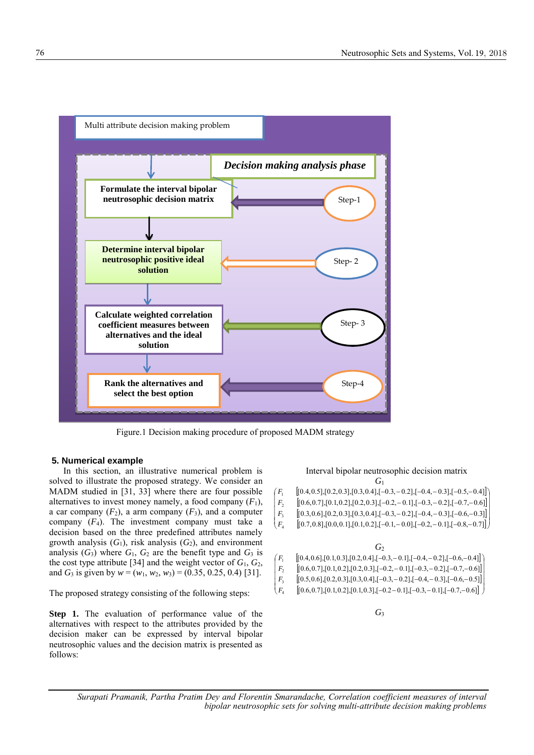Multi attribute decision making problem

**Decision making analysis phase**

- **Formulate the interval bipolar neutrosophic decision matrix** ← Step-1
- **Determine interval bipolar neutrosophic positive ideal solution** ← Step- 2
- **Calculate weighted correlation coefficient measures between alternatives and the ideal solution** ← Step- 3
- **Rank the alternatives and select the best option** ← Step-4

Figure.1 Decision making procedure of proposed MADM strategy

## 5. Numerical example

In this section, an illustrative numerical problem is solved to illustrate the proposed strategy. We consider an MADM studied in [31, 33] where there are four possible alternatives to invest money namely, a food company ($F_1$), a car company ($F_2$), a arm company ($F_3$), and a computer company ($F_4$). The investment company must take a decision based on the three predefined attributes namely growth analysis ($G_1$), risk analysis ($G_2$), and environment analysis ($G_3$) where $G_1$, $G_2$ are the benefit type and $G_3$ is the cost type attribute [34] and the weight vector of $G_1$, $G_2$, and $G_3$ is given by $w = (w_1, w_2, w_3) = (0.35, 0.25, 0.4)$ [31].

The proposed strategy consisting of the following steps:

**Step 1.** The evaluation of performance value of the alternatives with respect to the attributes provided by the decision maker can be expressed by interval bipolar neutrosophic values and the decision matrix is presented as follows:

Interval bipolar neutrosophic decision matrix

$$G_1$$

$$\begin{pmatrix} F_1 & \langle[0.4,0.5],[0.2,0.3],[0.3,0.4],[-0.3,-0.2],[-0.4,-0.3],[-0.5,-0.4]\rangle \\ F_2 & \langle[0.6,0.7],[0.1,0.2],[0.2,0.3],[-0.2,-0.1],[-0.3,-0.2],[-0.7,-0.6]\rangle \\ F_3 & \langle[0.3,0.6],[0.2,0.3],[0.3,0.4],[-0.3,-0.2],[-0.4,-0.3],[-0.6,-0.3]\rangle \\ F_4 & \langle[0.7,0.8],[0.0,0.1],[0.1,0.2],[-0.1,-0.0],[-0.2,-0.1],[-0.8,-0.7]\rangle \end{pmatrix}$$

$$G_2$$

$$\begin{pmatrix} F_1 & \langle[0.4,0.6],[0.1,0.3],[0.2,0.4],[-0.3,-0.1],[-0.4,-0.2],[-0.6,-0.4]\rangle \\ F_2 & \langle[0.6,0.7],[0.1,0.2],[0.2,0.3],[-0.2,-0.1],[-0.3,-0.2],[-0.7,-0.6]\rangle \\ F_3 & \langle[0.5,0.6],[0.2,0.3],[0.3,0.4],[-0.3,-0.2],[-0.4,-0.3],[-0.6,-0.5]\rangle \\ F_4 & \langle[0.6,0.7],[0.1,0.2],[0.1,0.3],[-0.2-0.1],[-0.3,-0.1],[-0.7,-0.6]\rangle \end{pmatrix}$$

$$G_3$$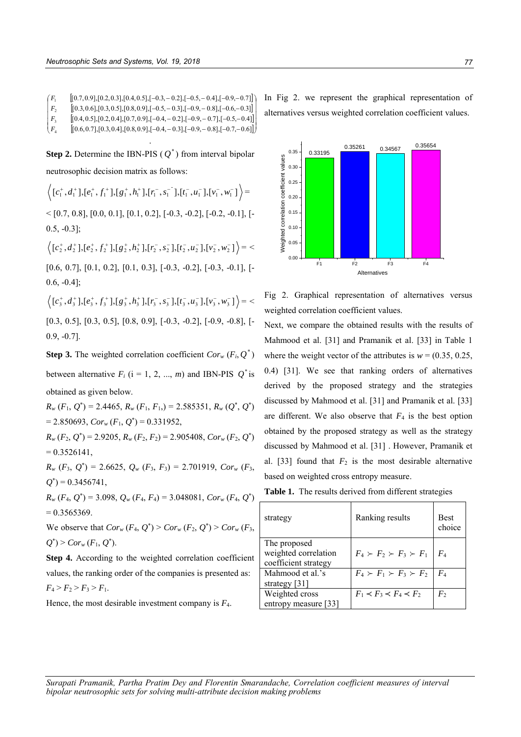$$\begin{pmatrix} F_1 & [[0.7,0.9],[0.2,0.3],[0.4,0.5],[-0.3,-0.2],[-0.5,-0.4],[-0.9,-0.7]] \\ F_2 & [[0.3,0.6],[0.3,0.5],[0.8,0.9],[-0.5,-0.3],[-0.9,-0.8],[-0.6,-0.3]] \\ F_3 & [[0.4,0.5],[0.2,0.4],[0.7,0.9],[-0.4,-0.2],[-0.9,-0.7],[-0.5,-0.4]] \\ F_4 & [[0.6,0.7],[0.3,0.4],[0.8,0.9],[-0.4,-0.3],[-0.9,-0.8],[-0.7,-0.6]] \end{pmatrix}$$

**Step 2.** Determine the IBN-PIS ($Q^*$) from interval bipolar neutrosophic decision matrix as follows:

$\left\langle [c_1^+, d_1^+],[e_1^+, f_1^+],[g_1^+, h_1^+],[r_1^-, s_1^-],[t_1^-, u_1^-],[v_1^-, w_1^-] \right\rangle =$ < [0.7, 0.8], [0.0, 0.1], [0.1, 0.2], [-0.3, -0.2], [-0.2, -0.1], [-0.5, -0.3];

$\left\langle [c_2^+, d_2^+],[e_2^+, f_2^+],[g_2^+, h_2^+],[r_2^-, s_2^-],[t_2^-, u_2^-],[v_2^-, w_2^-] \right\rangle =$ < [0.6, 0.7], [0.1, 0.2], [0.1, 0.3], [-0.3, -0.2], [-0.3, -0.1], [-0.6, -0.4];

$\left\langle [c_3^+, d_3^+],[e_3^+, f_3^+],[g_3^+, h_3^+],[r_3^-, s_3^-],[t_3^-, u_3^-],[v_3^-, w_3^-] \right\rangle =$ < [0.3, 0.5], [0.3, 0.5], [0.8, 0.9], [-0.3, -0.2], [-0.9, -0.8], [-0.9, -0.7].

**Step 3.** The weighted correlation coefficient $Cor_w(F_i, Q^*)$ between alternative $F_i$ (i = 1, 2, ..., *m*) and IBN-PIS $Q^*$ is obtained as given below.

$R_w(F_1, Q^*) = 2.4465$, $R_w(F_1, F_1) = 2.585351$, $R_w(Q^*, Q^*) = 2.850693$, $Cor_w(F_1, Q^*) = 0.331952$,

$R_w(F_2, Q^*) = 2.9205$, $R_w(F_2, F_2) = 2.905408$, $Cor_w(F_2, Q^*) = 0.3526141$,

$R_w(F_3, Q^*) = 2.6625$, $Q_w(F_3, F_3) = 2.701919$, $Cor_w(F_3, Q^*) = 0.3456741$,

$R_w(F_4, Q^*) = 3.098$, $Q_w(F_4, F_4) = 3.048081$, $Cor_w(F_4, Q^*) = 0.3565369$.

We observe that $Cor_w(F_4, Q^*) > Cor_w(F_2, Q^*) > Cor_w(F_3, Q^*) > Cor_w(F_1, Q^*)$.

**Step 4.** According to the weighted correlation coefficient values, the ranking order of the companies is presented as: $F_4 > F_2 > F_3 > F_1$.

Hence, the most desirable investment company is $F_4$.

In Fig 2. we represent the graphical representation of alternatives versus weighted correlation coefficient values.

Fig 2. Graphical representation of alternatives versus weighted correlation coefficient values.

Next, we compare the obtained results with the results of Mahmood et al. [31] and Pramanik et al. [33] in Table 1 where the weight vector of the attributes is $w = (0.35, 0.25, 0.4)$ [31]. We see that ranking orders of alternatives derived by the proposed strategy and the strategies discussed by Mahmood et al. [31] and Pramanik et al. [33] are different. We also observe that $F_4$ is the best option obtained by the proposed strategy as well as the strategy discussed by Mahmood et al. [31] . However, Pramanik et al. [33] found that $F_2$ is the most desirable alternative based on weighted cross entropy measure.

**Table 1.** The results derived from different strategies

| strategy | Ranking results | Best choice |
|---|---|---|
| The proposed weighted correlation coefficient strategy | $F_4 \succ F_2 \succ F_3 \succ F_1$ | $F_4$ |
| Mahmood et al.'s strategy [31] | $F_4 \succ F_1 \succ F_3 \succ F_2$ | $F_4$ |
| Weighted cross entropy measure [33] | $F_1 \prec F_3 \prec F_4 \prec F_2$ | $F_2$ |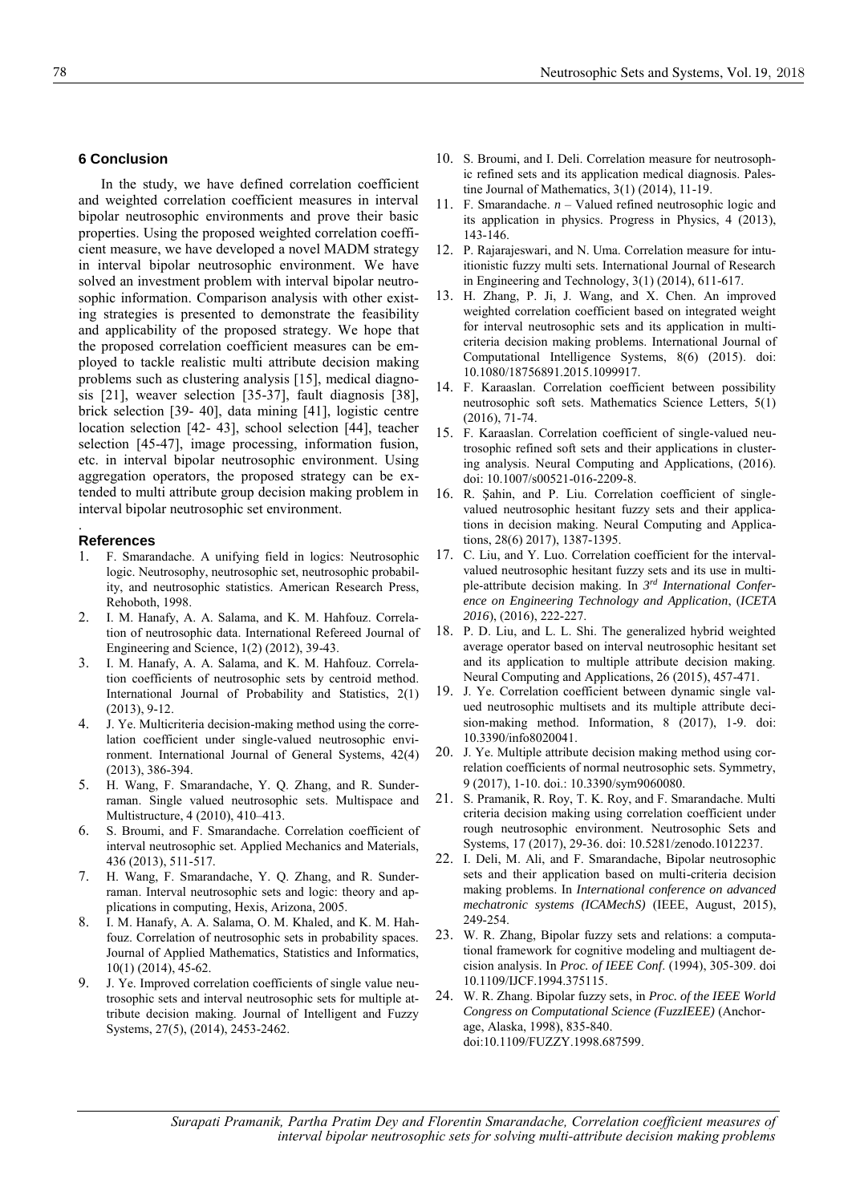## 6 Conclusion

In the study, we have defined correlation coefficient and weighted correlation coefficient measures in interval bipolar neutrosophic environments and prove their basic properties. Using the proposed weighted correlation coefficient measure, we have developed a novel MADM strategy in interval bipolar neutrosophic environment. We have solved an investment problem with interval bipolar neutrosophic information. Comparison analysis with other existing strategies is presented to demonstrate the feasibility and applicability of the proposed strategy. We hope that the proposed correlation coefficient measures can be employed to tackle realistic multi attribute decision making problems such as clustering analysis [15], medical diagnosis [21], weaver selection [35-37], fault diagnosis [38], brick selection [39- 40], data mining [41], logistic centre location selection [42- 43], school selection [44], teacher selection [45-47], image processing, information fusion, etc. in interval bipolar neutrosophic environment. Using aggregation operators, the proposed strategy can be extended to multi attribute group decision making problem in interval bipolar neutrosophic set environment.

.

## References

1. F. Smarandache. A unifying field in logics: Neutrosophic logic. Neutrosophy, neutrosophic set, neutrosophic probability, and neutrosophic statistics. American Research Press, Rehoboth, 1998.
2. I. M. Hanafy, A. A. Salama, and K. M. Hahfouz. Correlation of neutrosophic data. International Refereed Journal of Engineering and Science, 1(2) (2012), 39-43.
3. I. M. Hanafy, A. A. Salama, and K. M. Hahfouz. Correlation coefficients of neutrosophic sets by centroid method. International Journal of Probability and Statistics, 2(1) (2013), 9-12.
4. J. Ye. Multicriteria decision-making method using the correlation coefficient under single-valued neutrosophic environment. International Journal of General Systems, 42(4) (2013), 386-394.
5. H. Wang, F. Smarandache, Y. Q. Zhang, and R. Sunderraman. Single valued neutrosophic sets. Multispace and Multistructure, 4 (2010), 410–413.
6. S. Broumi, and F. Smarandache. Correlation coefficient of interval neutrosophic set. Applied Mechanics and Materials, 436 (2013), 511-517.
7. H. Wang, F. Smarandache, Y. Q. Zhang, and R. Sunderraman. Interval neutrosophic sets and logic: theory and applications in computing, Hexis, Arizona, 2005.
8. I. M. Hanafy, A. A. Salama, O. M. Khaled, and K. M. Hahfouz. Correlation of neutrosophic sets in probability spaces. Journal of Applied Mathematics, Statistics and Informatics, 10(1) (2014), 45-62.
9. J. Ye. Improved correlation coefficients of single value neutrosophic sets and interval neutrosophic sets for multiple attribute decision making. Journal of Intelligent and Fuzzy Systems, 27(5), (2014), 2453-2462.
10. S. Broumi, and I. Deli. Correlation measure for neutrosophic refined sets and its application medical diagnosis. Palestine Journal of Mathematics, 3(1) (2014), 11-19.
11. F. Smarandache. *n* – Valued refined neutrosophic logic and its application in physics. Progress in Physics, 4 (2013), 143-146.
12. P. Rajarajeswari, and N. Uma. Correlation measure for intuitionistic fuzzy multi sets. International Journal of Research in Engineering and Technology, 3(1) (2014), 611-617.
13. H. Zhang, P. Ji, J. Wang, and X. Chen. An improved weighted correlation coefficient based on integrated weight for interval neutrosophic sets and its application in multi-criteria decision making problems. International Journal of Computational Intelligence Systems, 8(6) (2015). doi: 10.1080/18756891.2015.1099917.
14. F. Karaaslan. Correlation coefficient between possibility neutrosophic soft sets. Mathematics Science Letters, 5(1) (2016), 71-74.
15. F. Karaaslan. Correlation coefficient of single-valued neutrosophic refined soft sets and their applications in clustering analysis. Neural Computing and Applications, (2016). doi: 10.1007/s00521-016-2209-8.
16. R. Şahin, and P. Liu. Correlation coefficient of single-valued neutrosophic hesitant fuzzy sets and their applications in decision making. Neural Computing and Applications, 28(6) 2017), 1387-1395.
17. C. Liu, and Y. Luo. Correlation coefficient for the interval-valued neutrosophic hesitant fuzzy sets and its use in multiple-attribute decision making. In *3rd International Conference on Engineering Technology and Application*, (*ICETA 2016*), (2016), 222-227.
18. P. D. Liu, and L. L. Shi. The generalized hybrid weighted average operator based on interval neutrosophic hesitant set and its application to multiple attribute decision making. Neural Computing and Applications, 26 (2015), 457-471.
19. J. Ye. Correlation coefficient between dynamic single valued neutrosophic multisets and its multiple attribute decision-making method. Information, 8 (2017), 1-9. doi: 10.3390/info8020041.
20. J. Ye. Multiple attribute decision making method using correlation coefficients of normal neutrosophic sets. Symmetry, 9 (2017), 1-10. doi.: 10.3390/sym9060080.
21. S. Pramanik, R. Roy, T. K. Roy, and F. Smarandache. Multi criteria decision making using correlation coefficient under rough neutrosophic environment. Neutrosophic Sets and Systems, 17 (2017), 29-36. doi: 10.5281/zenodo.1012237.
22. I. Deli, M. Ali, and F. Smarandache, Bipolar neutrosophic sets and their application based on multi-criteria decision making problems. In *International conference on advanced mechatronic systems (ICAMechS)* (IEEE, August, 2015), 249-254.
23. W. R. Zhang, Bipolar fuzzy sets and relations: a computational framework for cognitive modeling and multiagent decision analysis. In *Proc. of IEEE Conf*. (1994), 305-309. doi 10.1109/IJCF.1994.375115.
24. W. R. Zhang. Bipolar fuzzy sets, in *Proc. of the IEEE World Congress on Computational Science (FuzzIEEE)* (Anchorage, Alaska, 1998), 835-840. doi:10.1109/FUZZY.1998.687599.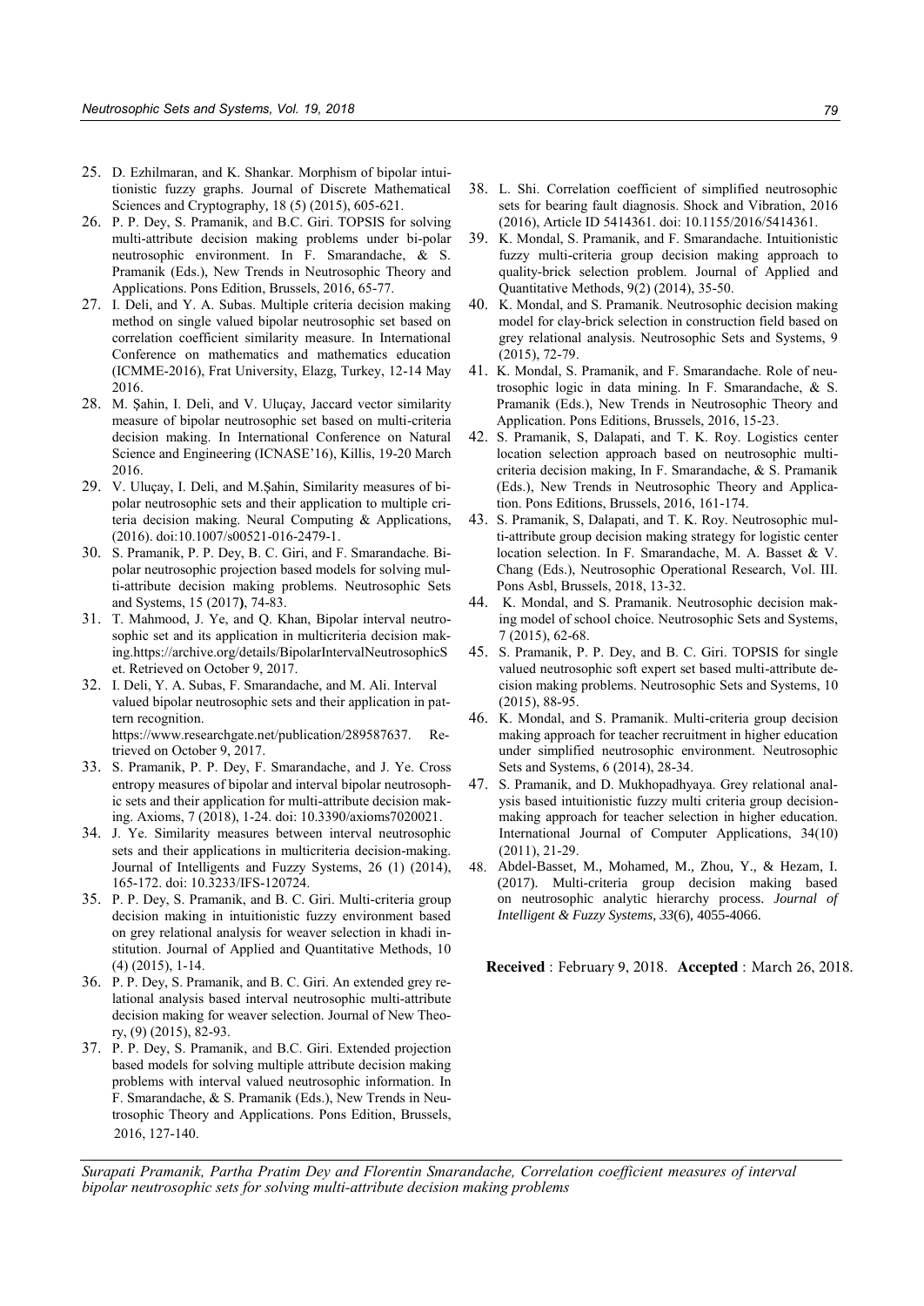25. D. Ezhilmaran, and K. Shankar. Morphism of bipolar intuitionistic fuzzy graphs. Journal of Discrete Mathematical Sciences and Cryptography, 18 (5) (2015), 605-621.
26. P. P. Dey, S. Pramanik, and B.C. Giri. TOPSIS for solving multi-attribute decision making problems under bi-polar neutrosophic environment. In F. Smarandache, & S. Pramanik (Eds.), New Trends in Neutrosophic Theory and Applications. Pons Edition, Brussels, 2016, 65-77.
27. I. Deli, and Y. A. Subas. Multiple criteria decision making method on single valued bipolar neutrosophic set based on correlation coefficient similarity measure. In International Conference on mathematics and mathematics education (ICMME-2016), Frat University, Elazg, Turkey, 12-14 May 2016.
28. M. Şahin, I. Deli, and V. Uluçay, Jaccard vector similarity measure of bipolar neutrosophic set based on multi-criteria decision making. In International Conference on Natural Science and Engineering (ICNASE'16), Killis, 19-20 March 2016.
29. V. Uluçay, I. Deli, and M.Şahin, Similarity measures of bipolar neutrosophic sets and their application to multiple criteria decision making. Neural Computing & Applications, (2016). doi:10.1007/s00521-016-2479-1.
30. S. Pramanik, P. P. Dey, B. C. Giri, and F. Smarandache. Bipolar neutrosophic projection based models for solving multi-attribute decision making problems. Neutrosophic Sets and Systems, 15 (2017), 74-83.
31. T. Mahmood, J. Ye, and Q. Khan, Bipolar interval neutrosophic set and its application in multicriteria decision making.https://archive.org/details/BipolarIntervalNeutrosophicSet. Retrieved on October 9, 2017.
32. I. Deli, Y. A. Subas, F. Smarandache, and M. Ali. Interval valued bipolar neutrosophic sets and their application in pattern recognition. https://www.researchgate.net/publication/289587637. Retrieved on October 9, 2017.
33. S. Pramanik, P. P. Dey, F. Smarandache, and J. Ye. Cross entropy measures of bipolar and interval bipolar neutrosophic sets and their application for multi-attribute decision making. Axioms, 7 (2018), 1-24. doi: 10.3390/axioms7020021.
34. J. Ye. Similarity measures between interval neutrosophic sets and their applications in multicriteria decision-making. Journal of Intelligents and Fuzzy Systems, 26 (1) (2014), 165-172. doi: 10.3233/IFS-120724.
35. P. P. Dey, S. Pramanik, and B. C. Giri. Multi-criteria group decision making in intuitionistic fuzzy environment based on grey relational analysis for weaver selection in khadi institution. Journal of Applied and Quantitative Methods, 10 (4) (2015), 1-14.
36. P. P. Dey, S. Pramanik, and B. C. Giri. An extended grey relational analysis based interval neutrosophic multi-attribute decision making for weaver selection. Journal of New Theory, (9) (2015), 82-93.
37. P. P. Dey, S. Pramanik, and B.C. Giri. Extended projection based models for solving multiple attribute decision making problems with interval valued neutrosophic information. In F. Smarandache, & S. Pramanik (Eds.), New Trends in Neutrosophic Theory and Applications. Pons Edition, Brussels, 2016, 127-140.
38. L. Shi. Correlation coefficient of simplified neutrosophic sets for bearing fault diagnosis. Shock and Vibration, 2016 (2016), Article ID 5414361. doi: 10.1155/2016/5414361.
39. K. Mondal, S. Pramanik, and F. Smarandache. Intuitionistic fuzzy multi-criteria group decision making approach to quality-brick selection problem. Journal of Applied and Quantitative Methods, 9(2) (2014), 35-50.
40. K. Mondal, and S. Pramanik. Neutrosophic decision making model for clay-brick selection in construction field based on grey relational analysis. Neutrosophic Sets and Systems, 9 (2015), 72-79.
41. K. Mondal, S. Pramanik, and F. Smarandache. Role of neutrosophic logic in data mining. In F. Smarandache, & S. Pramanik (Eds.), New Trends in Neutrosophic Theory and Application. Pons Editions, Brussels, 2016, 15-23.
42. S. Pramanik, S, Dalapati, and T. K. Roy. Logistics center location selection approach based on neutrosophic multicriteria decision making, In F. Smarandache, & S. Pramanik (Eds.), New Trends in Neutrosophic Theory and Application. Pons Editions, Brussels, 2016, 161-174.
43. S. Pramanik, S, Dalapati, and T. K. Roy. Neutrosophic multi-attribute group decision making strategy for logistic center location selection. In F. Smarandache, M. A. Basset & V. Chang (Eds.), Neutrosophic Operational Research, Vol. III. Pons Asbl, Brussels, 2018, 13-32.
44. K. Mondal, and S. Pramanik. Neutrosophic decision making model of school choice. Neutrosophic Sets and Systems, 7 (2015), 62-68.
45. S. Pramanik, P. P. Dey, and B. C. Giri. TOPSIS for single valued neutrosophic soft expert set based multi-attribute decision making problems. Neutrosophic Sets and Systems, 10 (2015), 88-95.
46. K. Mondal, and S. Pramanik. Multi-criteria group decision making approach for teacher recruitment in higher education under simplified neutrosophic environment. Neutrosophic Sets and Systems, 6 (2014), 28-34.
47. S. Pramanik, and D. Mukhopadhyaya. Grey relational analysis based intuitionistic fuzzy multi criteria group decision-making approach for teacher selection in higher education. International Journal of Computer Applications, 34(10) (2011), 21-29.
48. Abdel-Basset, M., Mohamed, M., Zhou, Y., & Hezam, I. (2017). Multi-criteria group decision making based on neutrosophic analytic hierarchy process. *Journal of Intelligent & Fuzzy Systems*, *33*(6), 4055-4066.

**Received** : February 9, 2018. **Accepted** : March 26, 2018.